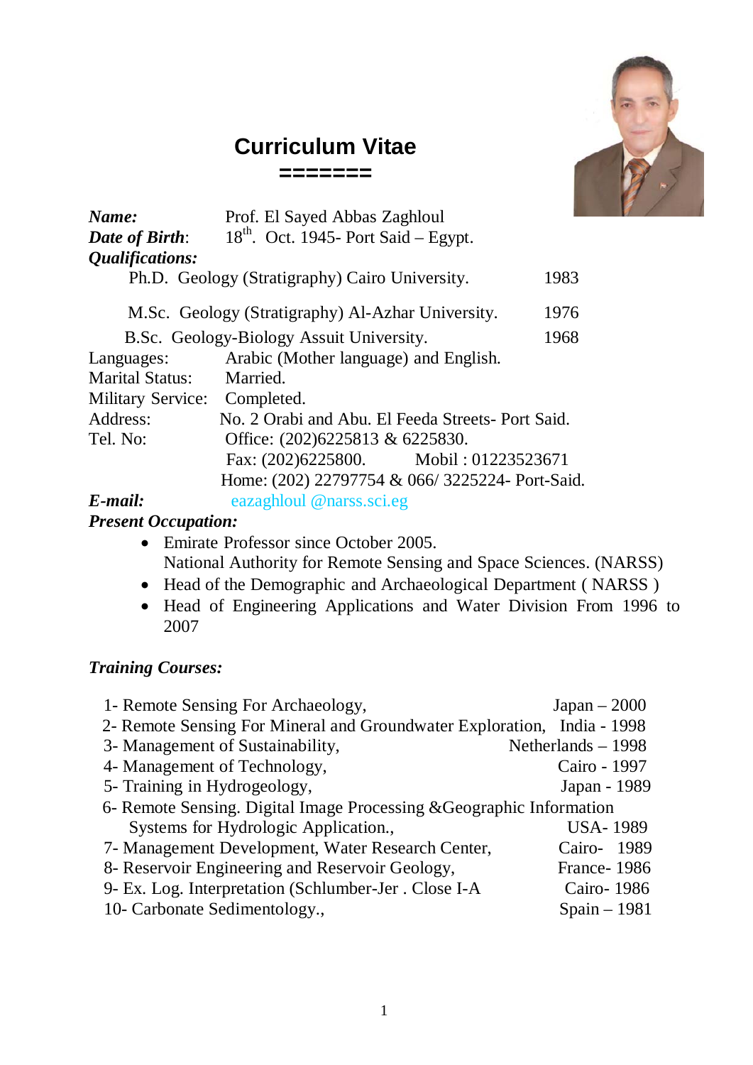# Curriculum Vitae

=======

***Name:*** Prof. El Sayed Abbas Zaghloul

***Date of Birth***: 18th. Oct. 1945- Port Said – Egypt.

***Qualifications:***

| | |
|---|---|
| Ph.D. Geology (Stratigraphy) Cairo University. | 1983 |
| M.Sc. Geology (Stratigraphy) Al-Azhar University. | 1976 |
| B.Sc. Geology-Biology Assuit University. | 1968 |

Languages: Arabic (Mother language) and English.

Marital Status: Married.

Military Service: Completed.

Address: No. 2 Orabi and Abu. El Feeda Streets- Port Said.

Tel. No: Office: (202)6225813 & 6225830.
Fax: (202)6225800. Mobil : 01223523671
Home: (202) 22797754 & 066/ 3225224- Port-Said.

***E-mail:*** eazaghloul @narss.sci.eg

***Present Occupation:***

- Emirate Professor since October 2005.
  National Authority for Remote Sensing and Space Sciences. (NARSS)
- Head of the Demographic and Archaeological Department ( NARSS )
- Head of Engineering Applications and Water Division From 1996 to 2007

***Training Courses:***

| | |
|---|---|
| 1- Remote Sensing For Archaeology, | Japan – 2000 |
| 2- Remote Sensing For Mineral and Groundwater Exploration, | India - 1998 |
| 3- Management of Sustainability, | Netherlands – 1998 |
| 4- Management of Technology, | Cairo - 1997 |
| 5- Training in Hydrogeology, | Japan - 1989 |
| 6- Remote Sensing. Digital Image Processing &Geographic Information Systems for Hydrologic Application., | USA- 1989 |
| 7- Management Development, Water Research Center, | Cairo- 1989 |
| 8- Reservoir Engineering and Reservoir Geology, | France- 1986 |
| 9- Ex. Log. Interpretation (Schlumber-Jer . Close I-A | Cairo- 1986 |
| 10- Carbonate Sedimentology., | Spain – 1981 |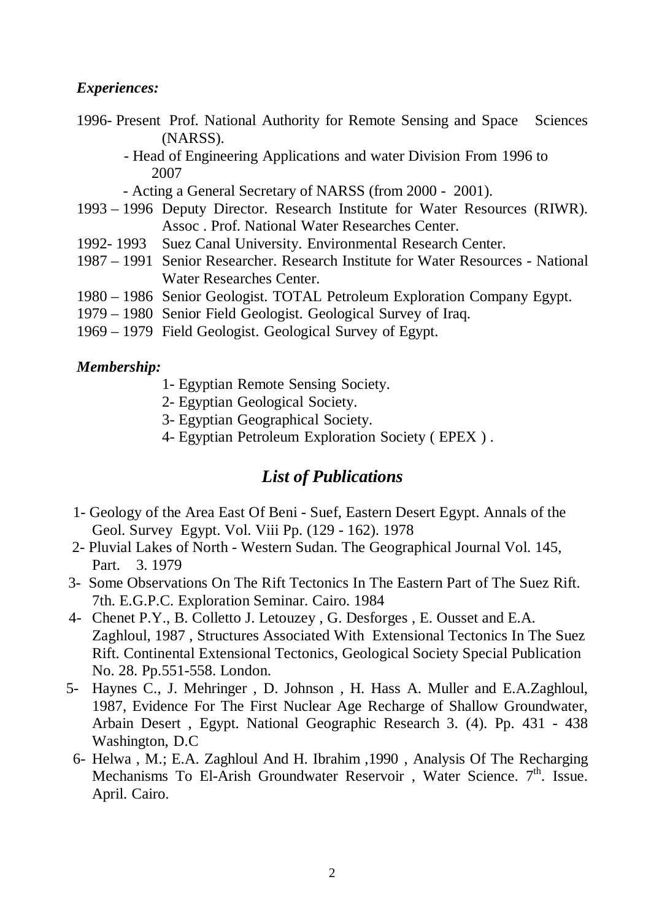*Experiences:*

1996- Present Prof. National Authority for Remote Sensing and Space Sciences (NARSS).

- Head of Engineering Applications and water Division From 1996 to 2007
- Acting a General Secretary of NARSS (from 2000 - 2001).

1993 – 1996 Deputy Director. Research Institute for Water Resources (RIWR). Assoc . Prof. National Water Researches Center.

1992- 1993 Suez Canal University. Environmental Research Center.

1987 – 1991 Senior Researcher. Research Institute for Water Resources - National Water Researches Center.

1980 – 1986 Senior Geologist. TOTAL Petroleum Exploration Company Egypt.

1979 – 1980 Senior Field Geologist. Geological Survey of Iraq.

1969 – 1979 Field Geologist. Geological Survey of Egypt.

*Membership:*

1- Egyptian Remote Sensing Society.
2- Egyptian Geological Society.
3- Egyptian Geographical Society.
4- Egyptian Petroleum Exploration Society ( EPEX ) .

## *List of Publications*

1- Geology of the Area East Of Beni - Suef, Eastern Desert Egypt. Annals of the Geol. Survey Egypt. Vol. Viii Pp. (129 - 162). 1978

2- Pluvial Lakes of North - Western Sudan. The Geographical Journal Vol. 145, Part. 3. 1979

3- Some Observations On The Rift Tectonics In The Eastern Part of The Suez Rift. 7th. E.G.P.C. Exploration Seminar. Cairo. 1984

4- Chenet P.Y., B. Colletto J. Letouzey , G. Desforges , E. Ousset and E.A. Zaghloul, 1987 , Structures Associated With Extensional Tectonics In The Suez Rift. Continental Extensional Tectonics, Geological Society Special Publication No. 28. Pp.551-558. London.

5- Haynes C., J. Mehringer , D. Johnson , H. Hass A. Muller and E.A.Zaghloul, 1987, Evidence For The First Nuclear Age Recharge of Shallow Groundwater, Arbain Desert , Egypt. National Geographic Research 3. (4). Pp. 431 - 438 Washington, D.C

6- Helwa , M.; E.A. Zaghloul And H. Ibrahim ,1990 , Analysis Of The Recharging Mechanisms To El-Arish Groundwater Reservoir , Water Science. 7th. Issue. April. Cairo.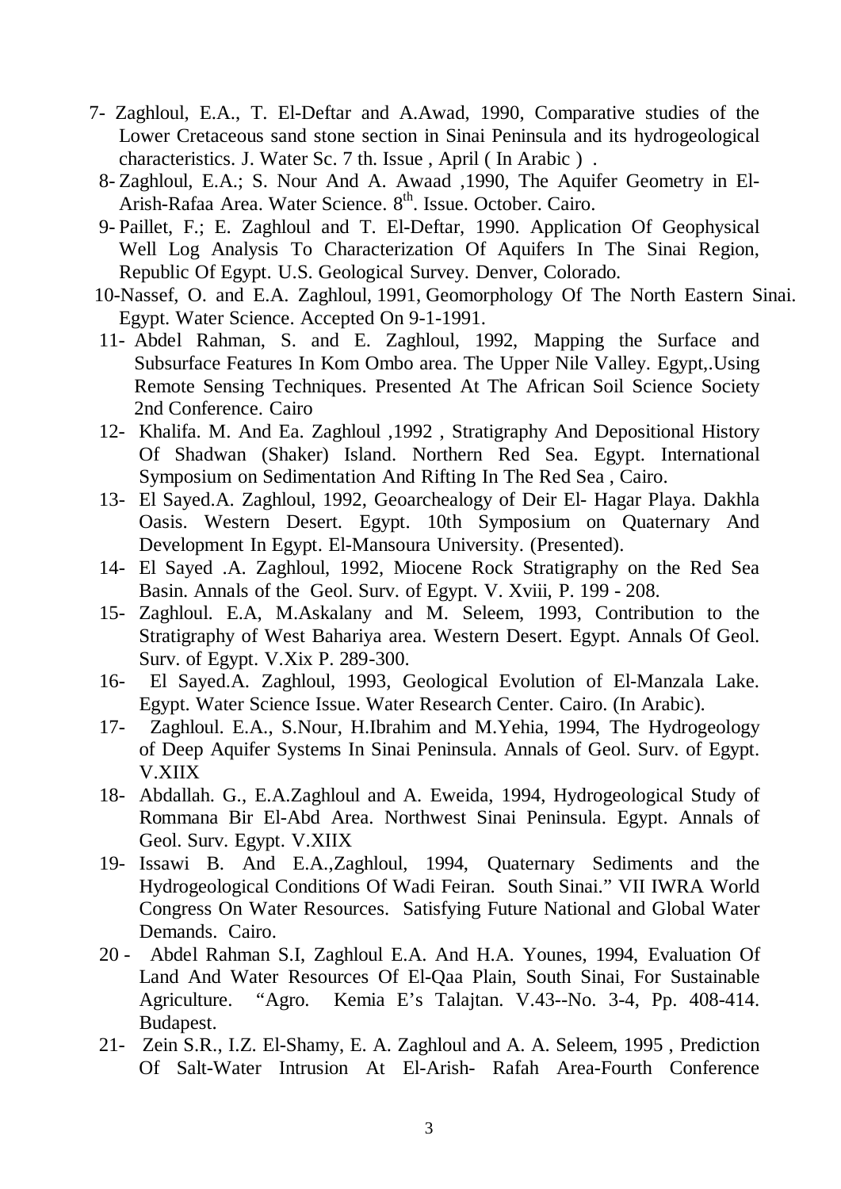7- Zaghloul, E.A., T. El-Deftar and A.Awad, 1990, Comparative studies of the Lower Cretaceous sand stone section in Sinai Peninsula and its hydrogeological characteristics. J. Water Sc. 7 th. Issue , April ( In Arabic ) .

8- Zaghloul, E.A.; S. Nour And A. Awaad ,1990, The Aquifer Geometry in El-Arish-Rafaa Area. Water Science. 8$^{th}$. Issue. October. Cairo.

9- Paillet, F.; E. Zaghloul and T. El-Deftar, 1990. Application Of Geophysical Well Log Analysis To Characterization Of Aquifers In The Sinai Region, Republic Of Egypt. U.S. Geological Survey. Denver, Colorado.

10-Nassef, O. and E.A. Zaghloul, 1991, Geomorphology Of The North Eastern Sinai. Egypt. Water Science. Accepted On 9-1-1991.

11- Abdel Rahman, S. and E. Zaghloul, 1992, Mapping the Surface and Subsurface Features In Kom Ombo area. The Upper Nile Valley. Egypt,.Using Remote Sensing Techniques. Presented At The African Soil Science Society 2nd Conference. Cairo

12- Khalifa. M. And Ea. Zaghloul ,1992 , Stratigraphy And Depositional History Of Shadwan (Shaker) Island. Northern Red Sea. Egypt. International Symposium on Sedimentation And Rifting In The Red Sea , Cairo.

13- El Sayed.A. Zaghloul, 1992, Geoarchealogy of Deir El- Hagar Playa. Dakhla Oasis. Western Desert. Egypt. 10th Symposium on Quaternary And Development In Egypt. El-Mansoura University. (Presented).

14- El Sayed .A. Zaghloul, 1992, Miocene Rock Stratigraphy on the Red Sea Basin. Annals of the Geol. Surv. of Egypt. V. Xviii, P. 199 - 208.

15- Zaghloul. E.A, M.Askalany and M. Seleem, 1993, Contribution to the Stratigraphy of West Bahariya area. Western Desert. Egypt. Annals Of Geol. Surv. of Egypt. V.Xix P. 289-300.

16- El Sayed.A. Zaghloul, 1993, Geological Evolution of El-Manzala Lake. Egypt. Water Science Issue. Water Research Center. Cairo. (In Arabic).

17- Zaghloul. E.A., S.Nour, H.Ibrahim and M.Yehia, 1994, The Hydrogeology of Deep Aquifer Systems In Sinai Peninsula. Annals of Geol. Surv. of Egypt. V.XIIX

18- Abdallah. G., E.A.Zaghloul and A. Eweida, 1994, Hydrogeological Study of Rommana Bir El-Abd Area. Northwest Sinai Peninsula. Egypt. Annals of Geol. Surv. Egypt. V.XIIX

19- Issawi B. And E.A.,Zaghloul, 1994, Quaternary Sediments and the Hydrogeological Conditions Of Wadi Feiran. South Sinai." VII IWRA World Congress On Water Resources. Satisfying Future National and Global Water Demands. Cairo.

20 - Abdel Rahman S.I, Zaghloul E.A. And H.A. Younes, 1994, Evaluation Of Land And Water Resources Of El-Qaa Plain, South Sinai, For Sustainable Agriculture. "Agro. Kemia E's Talajtan. V.43--No. 3-4, Pp. 408-414. Budapest.

21- Zein S.R., I.Z. El-Shamy, E. A. Zaghloul and A. A. Seleem, 1995 , Prediction Of Salt-Water Intrusion At El-Arish- Rafah Area-Fourth Conference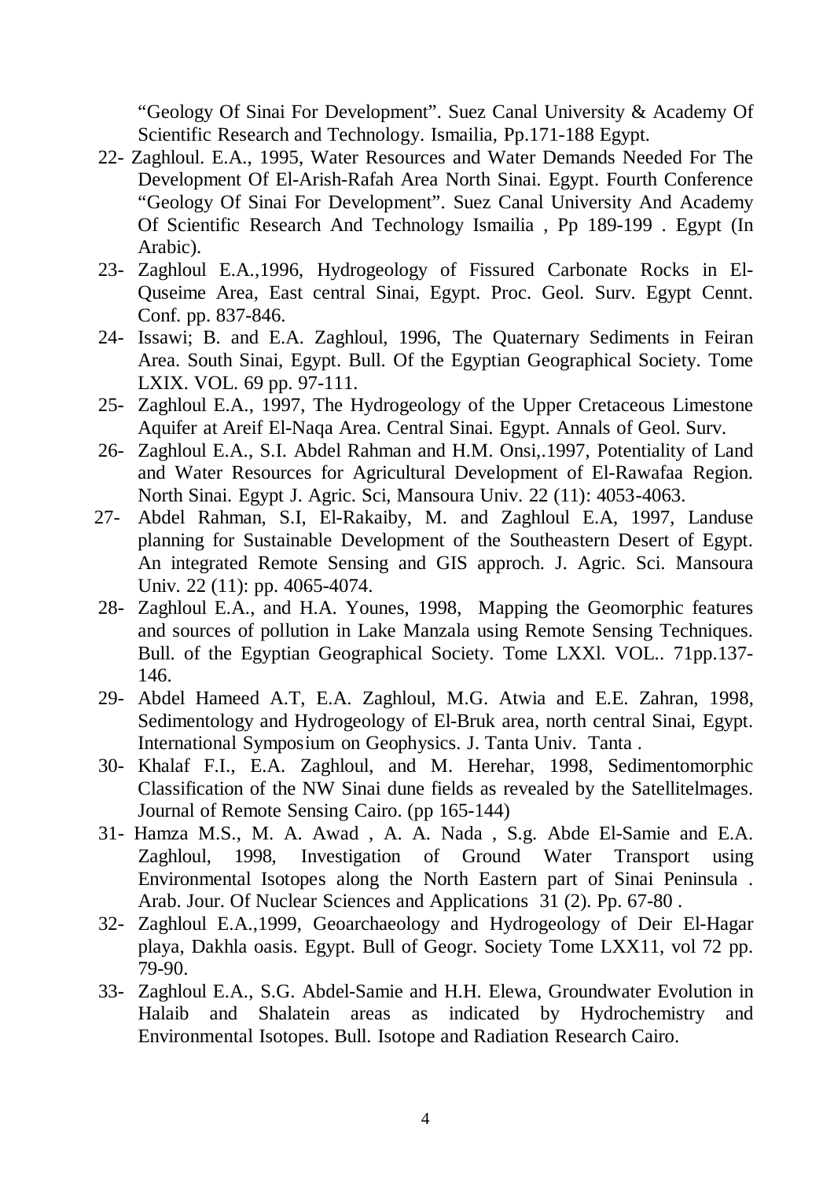"Geology Of Sinai For Development". Suez Canal University & Academy Of Scientific Research and Technology. Ismailia, Pp.171-188 Egypt.

22- Zaghloul. E.A., 1995, Water Resources and Water Demands Needed For The Development Of El-Arish-Rafah Area North Sinai. Egypt. Fourth Conference "Geology Of Sinai For Development". Suez Canal University And Academy Of Scientific Research And Technology Ismailia , Pp 189-199 . Egypt (In Arabic).

23- Zaghloul E.A.,1996, Hydrogeology of Fissured Carbonate Rocks in El-Quseime Area, East central Sinai, Egypt. Proc. Geol. Surv. Egypt Cennt. Conf. pp. 837-846.

24- Issawi; B. and E.A. Zaghloul, 1996, The Quaternary Sediments in Feiran Area. South Sinai, Egypt. Bull. Of the Egyptian Geographical Society. Tome LXIX. VOL. 69 pp. 97-111.

25- Zaghloul E.A., 1997, The Hydrogeology of the Upper Cretaceous Limestone Aquifer at Areif El-Naqa Area. Central Sinai. Egypt. Annals of Geol. Surv.

26- Zaghloul E.A., S.I. Abdel Rahman and H.M. Onsi,.1997, Potentiality of Land and Water Resources for Agricultural Development of El-Rawafaa Region. North Sinai. Egypt J. Agric. Sci, Mansoura Univ. 22 (11): 4053-4063.

27- Abdel Rahman, S.I, El-Rakaiby, M. and Zaghloul E.A, 1997, Landuse planning for Sustainable Development of the Southeastern Desert of Egypt. An integrated Remote Sensing and GIS approch. J. Agric. Sci. Mansoura Univ. 22 (11): pp. 4065-4074.

28- Zaghloul E.A., and H.A. Younes, 1998, Mapping the Geomorphic features and sources of pollution in Lake Manzala using Remote Sensing Techniques. Bull. of the Egyptian Geographical Society. Tome LXXl. VOL.. 71pp.137-146.

29- Abdel Hameed A.T, E.A. Zaghloul, M.G. Atwia and E.E. Zahran, 1998, Sedimentology and Hydrogeology of El-Bruk area, north central Sinai, Egypt. International Symposium on Geophysics. J. Tanta Univ. Tanta .

30- Khalaf F.I., E.A. Zaghloul, and M. Herehar, 1998, Sedimentomorphic Classification of the NW Sinai dune fields as revealed by the Satellitelmages. Journal of Remote Sensing Cairo. (pp 165-144)

31- Hamza M.S., M. A. Awad , A. A. Nada , S.g. Abde El-Samie and E.A. Zaghloul, 1998, Investigation of Ground Water Transport using Environmental Isotopes along the North Eastern part of Sinai Peninsula . Arab. Jour. Of Nuclear Sciences and Applications 31 (2). Pp. 67-80 .

32- Zaghloul E.A.,1999, Geoarchaeology and Hydrogeology of Deir El-Hagar playa, Dakhla oasis. Egypt. Bull of Geogr. Society Tome LXX11, vol 72 pp. 79-90.

33- Zaghloul E.A., S.G. Abdel-Samie and H.H. Elewa, Groundwater Evolution in Halaib and Shalatein areas as indicated by Hydrochemistry and Environmental Isotopes. Bull. Isotope and Radiation Research Cairo.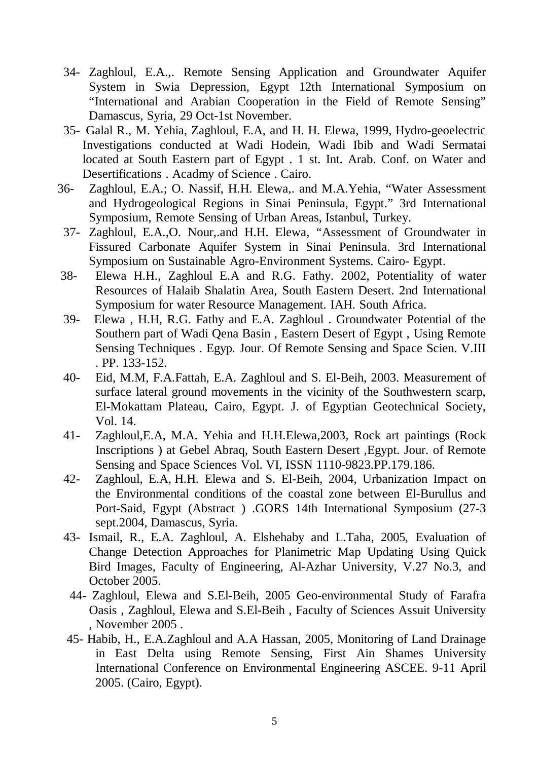34- Zaghloul, E.A.,. Remote Sensing Application and Groundwater Aquifer System in Swia Depression, Egypt 12th International Symposium on "International and Arabian Cooperation in the Field of Remote Sensing" Damascus, Syria, 29 Oct-1st November.

35- Galal R., M. Yehia, Zaghloul, E.A, and H. H. Elewa, 1999, Hydro-geoelectric Investigations conducted at Wadi Hodein, Wadi Ibib and Wadi Sermatai located at South Eastern part of Egypt . 1 st. Int. Arab. Conf. on Water and Desertifications . Acadmy of Science . Cairo.

36- Zaghloul, E.A.; O. Nassif, H.H. Elewa,. and M.A.Yehia, "Water Assessment and Hydrogeological Regions in Sinai Peninsula, Egypt." 3rd International Symposium, Remote Sensing of Urban Areas, Istanbul, Turkey.

37- Zaghloul, E.A.,O. Nour,.and H.H. Elewa, "Assessment of Groundwater in Fissured Carbonate Aquifer System in Sinai Peninsula. 3rd International Symposium on Sustainable Agro-Environment Systems. Cairo- Egypt.

38- Elewa H.H., Zaghloul E.A and R.G. Fathy. 2002, Potentiality of water Resources of Halaib Shalatin Area, South Eastern Desert. 2nd International Symposium for water Resource Management. IAH. South Africa.

39- Elewa , H.H, R.G. Fathy and E.A. Zaghloul . Groundwater Potential of the Southern part of Wadi Qena Basin , Eastern Desert of Egypt , Using Remote Sensing Techniques . Egyp. Jour. Of Remote Sensing and Space Scien. V.III . PP. 133-152.

40- Eid, M.M, F.A.Fattah, E.A. Zaghloul and S. El-Beih, 2003. Measurement of surface lateral ground movements in the vicinity of the Southwestern scarp, El-Mokattam Plateau, Cairo, Egypt. J. of Egyptian Geotechnical Society, Vol. 14.

41- Zaghloul,E.A, M.A. Yehia and H.H.Elewa,2003, Rock art paintings (Rock Inscriptions ) at Gebel Abraq, South Eastern Desert ,Egypt. Jour. of Remote Sensing and Space Sciences Vol. VI, ISSN 1110-9823.PP.179.186.

42- Zaghloul, E.A, H.H. Elewa and S. El-Beih, 2004, Urbanization Impact on the Environmental conditions of the coastal zone between El-Burullus and Port-Said, Egypt (Abstract ) .GORS 14th International Symposium (27-3 sept.2004, Damascus, Syria.

43- Ismail, R., E.A. Zaghloul, A. Elshehaby and L.Taha, 2005, Evaluation of Change Detection Approaches for Planimetric Map Updating Using Quick Bird Images, Faculty of Engineering, Al-Azhar University, V.27 No.3, and October 2005.

44- Zaghloul, Elewa and S.El-Beih, 2005 Geo-environmental Study of Farafra Oasis , Zaghloul, Elewa and S.El-Beih , Faculty of Sciences Assuit University , November 2005 .

45- Habib, H., E.A.Zaghloul and A.A Hassan, 2005, Monitoring of Land Drainage in East Delta using Remote Sensing, First Ain Shames University International Conference on Environmental Engineering ASCEE. 9-11 April 2005. (Cairo, Egypt).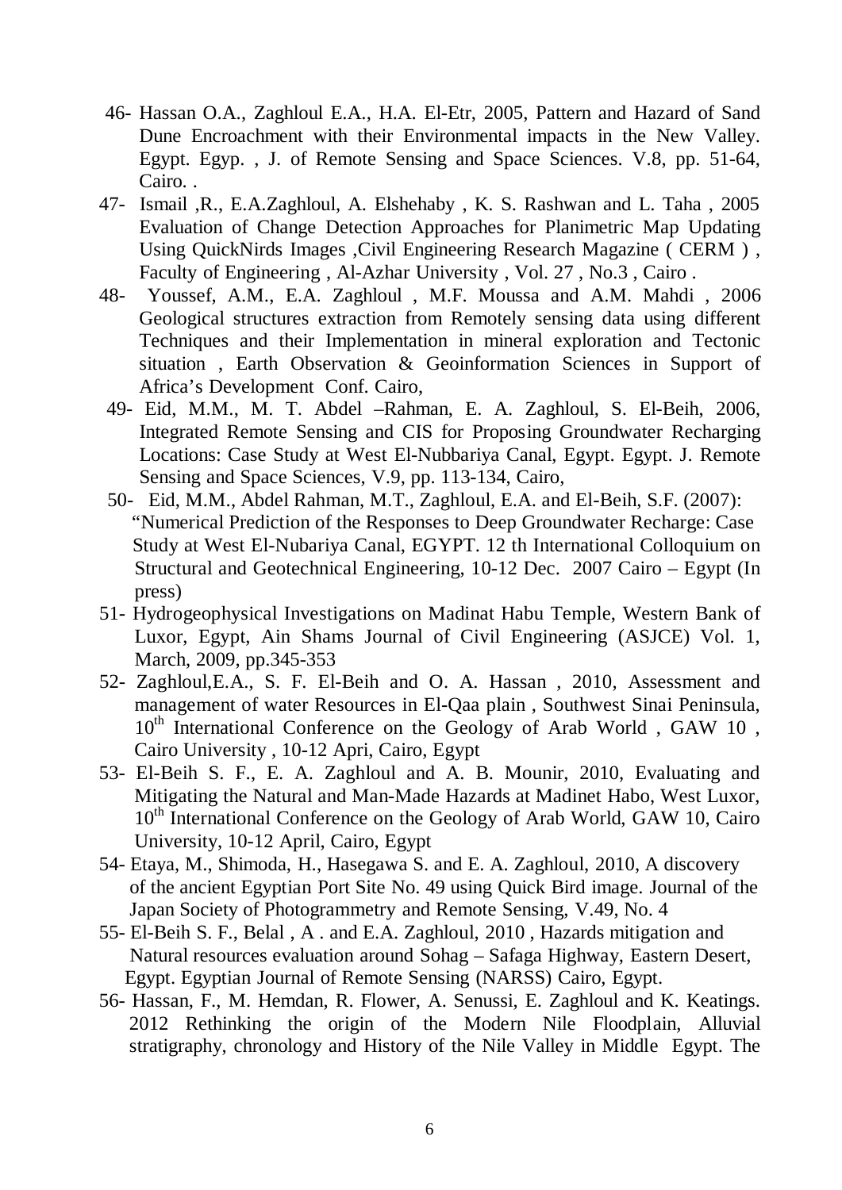46- Hassan O.A., Zaghloul E.A., H.A. El-Etr, 2005, Pattern and Hazard of Sand Dune Encroachment with their Environmental impacts in the New Valley. Egypt. Egyp. , J. of Remote Sensing and Space Sciences. V.8, pp. 51-64, Cairo. .

47- Ismail ,R., E.A.Zaghloul, A. Elshehaby , K. S. Rashwan and L. Taha , 2005 Evaluation of Change Detection Approaches for Planimetric Map Updating Using QuickNirds Images ,Civil Engineering Research Magazine ( CERM ) , Faculty of Engineering , Al-Azhar University , Vol. 27 , No.3 , Cairo .

48- Youssef, A.M., E.A. Zaghloul , M.F. Moussa and A.M. Mahdi , 2006 Geological structures extraction from Remotely sensing data using different Techniques and their Implementation in mineral exploration and Tectonic situation , Earth Observation & Geoinformation Sciences in Support of Africa's Development Conf. Cairo,

49- Eid, M.M., M. T. Abdel –Rahman, E. A. Zaghloul, S. El-Beih, 2006, Integrated Remote Sensing and CIS for Proposing Groundwater Recharging Locations: Case Study at West El-Nubbariya Canal, Egypt. Egypt. J. Remote Sensing and Space Sciences, V.9, pp. 113-134, Cairo,

50- Eid, M.M., Abdel Rahman, M.T., Zaghloul, E.A. and El-Beih, S.F. (2007): "Numerical Prediction of the Responses to Deep Groundwater Recharge: Case Study at West El-Nubariya Canal, EGYPT. 12 th International Colloquium on Structural and Geotechnical Engineering, 10-12 Dec. 2007 Cairo – Egypt (In press)

51- Hydrogeophysical Investigations on Madinat Habu Temple, Western Bank of Luxor, Egypt, Ain Shams Journal of Civil Engineering (ASJCE) Vol. 1, March, 2009, pp.345-353

52- Zaghloul,E.A., S. F. El-Beih and O. A. Hassan , 2010, Assessment and management of water Resources in El-Qaa plain , Southwest Sinai Peninsula, 10th International Conference on the Geology of Arab World , GAW 10 , Cairo University , 10-12 Apri, Cairo, Egypt

53- El-Beih S. F., E. A. Zaghloul and A. B. Mounir, 2010, Evaluating and Mitigating the Natural and Man-Made Hazards at Madinet Habo, West Luxor, 10th International Conference on the Geology of Arab World, GAW 10, Cairo University, 10-12 April, Cairo, Egypt

54- Etaya, M., Shimoda, H., Hasegawa S. and E. A. Zaghloul, 2010, A discovery of the ancient Egyptian Port Site No. 49 using Quick Bird image. Journal of the Japan Society of Photogrammetry and Remote Sensing, V.49, No. 4

55- El-Beih S. F., Belal , A . and E.A. Zaghloul, 2010 , Hazards mitigation and Natural resources evaluation around Sohag – Safaga Highway, Eastern Desert, Egypt. Egyptian Journal of Remote Sensing (NARSS) Cairo, Egypt.

56- Hassan, F., M. Hemdan, R. Flower, A. Senussi, E. Zaghloul and K. Keatings. 2012 Rethinking the origin of the Modern Nile Floodplain, Alluvial stratigraphy, chronology and History of the Nile Valley in Middle Egypt. The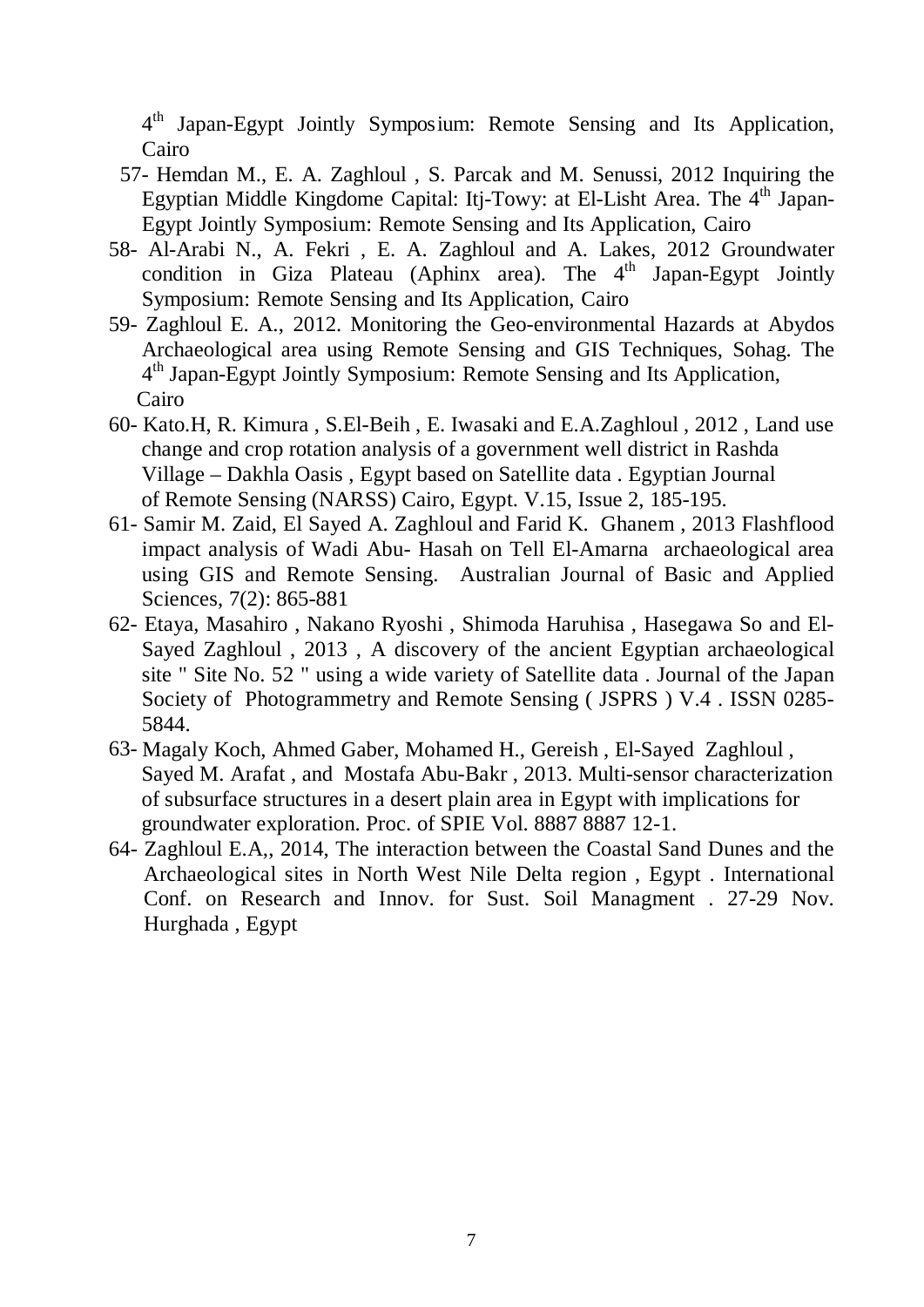4th Japan-Egypt Jointly Symposium: Remote Sensing and Its Application, Cairo

57- Hemdan M., E. A. Zaghloul , S. Parcak and M. Senussi, 2012 Inquiring the Egyptian Middle Kingdome Capital: Itj-Towy: at El-Lisht Area. The 4th Japan-Egypt Jointly Symposium: Remote Sensing and Its Application, Cairo

58- Al-Arabi N., A. Fekri , E. A. Zaghloul and A. Lakes, 2012 Groundwater condition in Giza Plateau (Aphinx area). The 4th Japan-Egypt Jointly Symposium: Remote Sensing and Its Application, Cairo

59- Zaghloul E. A., 2012. Monitoring the Geo-environmental Hazards at Abydos Archaeological area using Remote Sensing and GIS Techniques, Sohag. The 4th Japan-Egypt Jointly Symposium: Remote Sensing and Its Application, Cairo

60- Kato.H, R. Kimura , S.El-Beih , E. Iwasaki and E.A.Zaghloul , 2012 , Land use change and crop rotation analysis of a government well district in Rashda Village – Dakhla Oasis , Egypt based on Satellite data . Egyptian Journal of Remote Sensing (NARSS) Cairo, Egypt. V.15, Issue 2, 185-195.

61- Samir M. Zaid, El Sayed A. Zaghloul and Farid K. Ghanem , 2013 Flashflood impact analysis of Wadi Abu- Hasah on Tell El-Amarna archaeological area using GIS and Remote Sensing. Australian Journal of Basic and Applied Sciences, 7(2): 865-881

62- Etaya, Masahiro , Nakano Ryoshi , Shimoda Haruhisa , Hasegawa So and El-Sayed Zaghloul , 2013 , A discovery of the ancient Egyptian archaeological site " Site No. 52 " using a wide variety of Satellite data . Journal of the Japan Society of Photogrammetry and Remote Sensing ( JSPRS ) V.4 . ISSN 0285-5844.

63- Magaly Koch, Ahmed Gaber, Mohamed H., Gereish , El-Sayed Zaghloul , Sayed M. Arafat , and Mostafa Abu-Bakr , 2013. Multi-sensor characterization of subsurface structures in a desert plain area in Egypt with implications for groundwater exploration. Proc. of SPIE Vol. 8887 8887 12-1.

64- Zaghloul E.A,, 2014, The interaction between the Coastal Sand Dunes and the Archaeological sites in North West Nile Delta region , Egypt . International Conf. on Research and Innov. for Sust. Soil Managment . 27-29 Nov. Hurghada , Egypt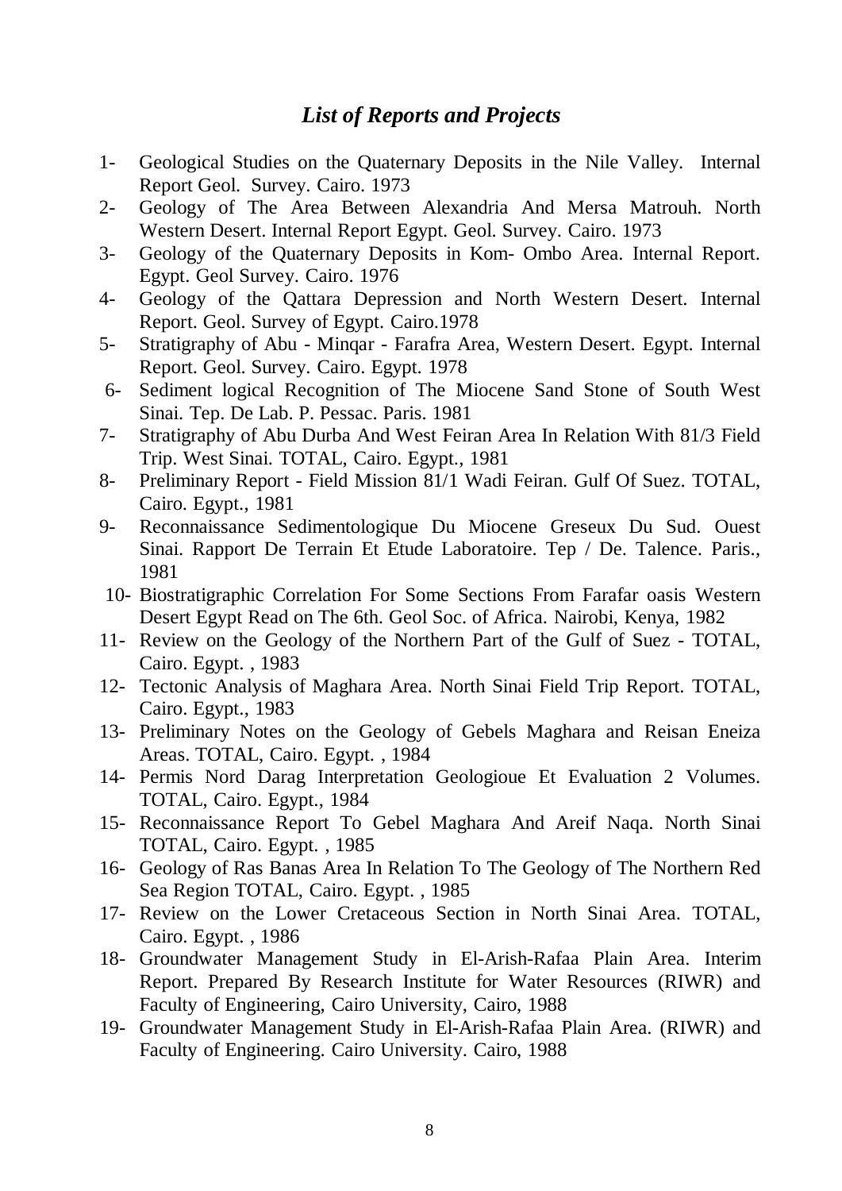## *List of Reports and Projects*

1- Geological Studies on the Quaternary Deposits in the Nile Valley. Internal Report Geol. Survey. Cairo. 1973
2- Geology of The Area Between Alexandria And Mersa Matrouh. North Western Desert. Internal Report Egypt. Geol. Survey. Cairo. 1973
3- Geology of the Quaternary Deposits in Kom- Ombo Area. Internal Report. Egypt. Geol Survey. Cairo. 1976
4- Geology of the Qattara Depression and North Western Desert. Internal Report. Geol. Survey of Egypt. Cairo.1978
5- Stratigraphy of Abu - Minqar - Farafra Area, Western Desert. Egypt. Internal Report. Geol. Survey. Cairo. Egypt. 1978
6- Sediment logical Recognition of The Miocene Sand Stone of South West Sinai. Tep. De Lab. P. Pessac. Paris. 1981
7- Stratigraphy of Abu Durba And West Feiran Area In Relation With 81/3 Field Trip. West Sinai. TOTAL, Cairo. Egypt., 1981
8- Preliminary Report - Field Mission 81/1 Wadi Feiran. Gulf Of Suez. TOTAL, Cairo. Egypt., 1981
9- Reconnaissance Sedimentologique Du Miocene Greseux Du Sud. Ouest Sinai. Rapport De Terrain Et Etude Laboratoire. Tep / De. Talence. Paris., 1981
10- Biostratigraphic Correlation For Some Sections From Farafar oasis Western Desert Egypt Read on The 6th. Geol Soc. of Africa. Nairobi, Kenya, 1982
11- Review on the Geology of the Northern Part of the Gulf of Suez - TOTAL, Cairo. Egypt. , 1983
12- Tectonic Analysis of Maghara Area. North Sinai Field Trip Report. TOTAL, Cairo. Egypt., 1983
13- Preliminary Notes on the Geology of Gebels Maghara and Reisan Eneiza Areas. TOTAL, Cairo. Egypt. , 1984
14- Permis Nord Darag Interpretation Geologioue Et Evaluation 2 Volumes. TOTAL, Cairo. Egypt., 1984
15- Reconnaissance Report To Gebel Maghara And Areif Naqa. North Sinai TOTAL, Cairo. Egypt. , 1985
16- Geology of Ras Banas Area In Relation To The Geology of The Northern Red Sea Region TOTAL, Cairo. Egypt. , 1985
17- Review on the Lower Cretaceous Section in North Sinai Area. TOTAL, Cairo. Egypt. , 1986
18- Groundwater Management Study in El-Arish-Rafaa Plain Area. Interim Report. Prepared By Research Institute for Water Resources (RIWR) and Faculty of Engineering, Cairo University, Cairo, 1988
19- Groundwater Management Study in El-Arish-Rafaa Plain Area. (RIWR) and Faculty of Engineering. Cairo University. Cairo, 1988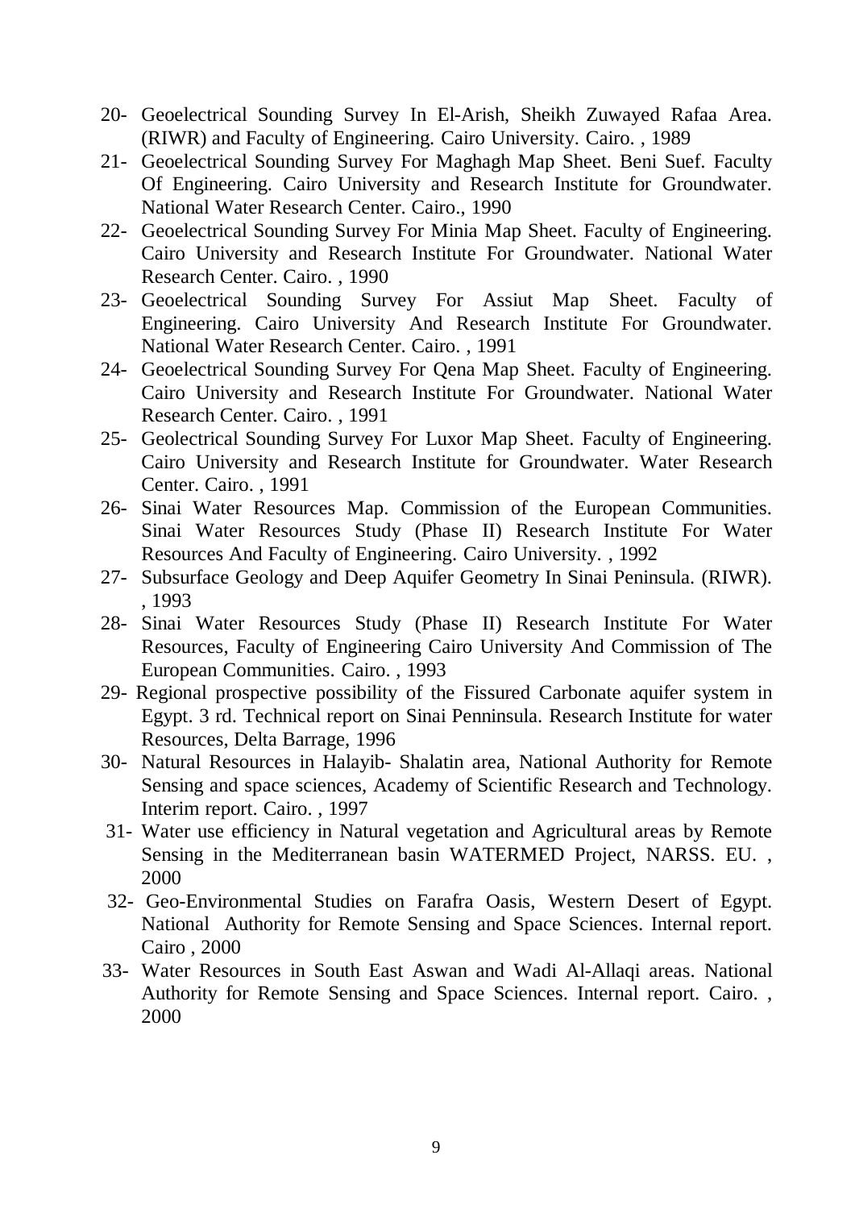20- Geoelectrical Sounding Survey In El-Arish, Sheikh Zuwayed Rafaa Area. (RIWR) and Faculty of Engineering. Cairo University. Cairo. , 1989

21- Geoelectrical Sounding Survey For Maghagh Map Sheet. Beni Suef. Faculty Of Engineering. Cairo University and Research Institute for Groundwater. National Water Research Center. Cairo., 1990

22- Geoelectrical Sounding Survey For Minia Map Sheet. Faculty of Engineering. Cairo University and Research Institute For Groundwater. National Water Research Center. Cairo. , 1990

23- Geoelectrical Sounding Survey For Assiut Map Sheet. Faculty of Engineering. Cairo University And Research Institute For Groundwater. National Water Research Center. Cairo. , 1991

24- Geoelectrical Sounding Survey For Qena Map Sheet. Faculty of Engineering. Cairo University and Research Institute For Groundwater. National Water Research Center. Cairo. , 1991

25- Geolectrical Sounding Survey For Luxor Map Sheet. Faculty of Engineering. Cairo University and Research Institute for Groundwater. Water Research Center. Cairo. , 1991

26- Sinai Water Resources Map. Commission of the European Communities. Sinai Water Resources Study (Phase II) Research Institute For Water Resources And Faculty of Engineering. Cairo University. , 1992

27- Subsurface Geology and Deep Aquifer Geometry In Sinai Peninsula. (RIWR). , 1993

28- Sinai Water Resources Study (Phase II) Research Institute For Water Resources, Faculty of Engineering Cairo University And Commission of The European Communities. Cairo. , 1993

29- Regional prospective possibility of the Fissured Carbonate aquifer system in Egypt. 3 rd. Technical report on Sinai Penninsula. Research Institute for water Resources, Delta Barrage, 1996

30- Natural Resources in Halayib- Shalatin area, National Authority for Remote Sensing and space sciences, Academy of Scientific Research and Technology. Interim report. Cairo. , 1997

31- Water use efficiency in Natural vegetation and Agricultural areas by Remote Sensing in the Mediterranean basin WATERMED Project, NARSS. EU. , 2000

32- Geo-Environmental Studies on Farafra Oasis, Western Desert of Egypt. National Authority for Remote Sensing and Space Sciences. Internal report. Cairo , 2000

33- Water Resources in South East Aswan and Wadi Al-Allaqi areas. National Authority for Remote Sensing and Space Sciences. Internal report. Cairo. , 2000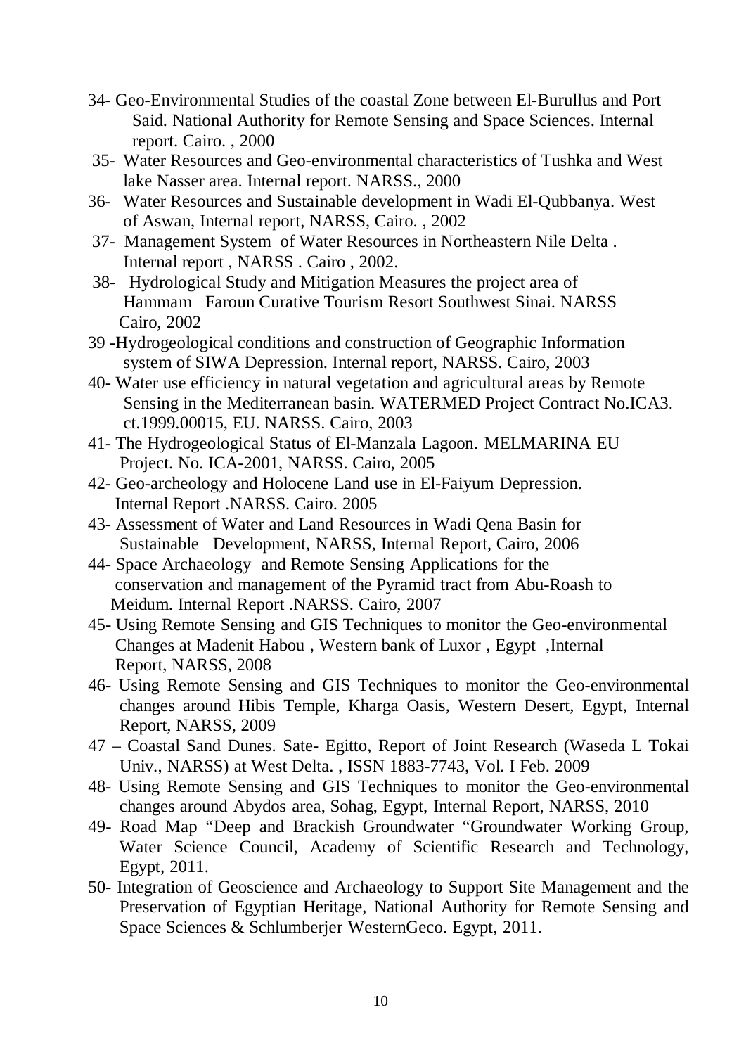34- Geo-Environmental Studies of the coastal Zone between El-Burullus and Port Said. National Authority for Remote Sensing and Space Sciences. Internal report. Cairo. , 2000

35- Water Resources and Geo-environmental characteristics of Tushka and West lake Nasser area. Internal report. NARSS., 2000

36- Water Resources and Sustainable development in Wadi El-Qubbanya. West of Aswan, Internal report, NARSS, Cairo. , 2002

37- Management System of Water Resources in Northeastern Nile Delta . Internal report , NARSS . Cairo , 2002.

38- Hydrological Study and Mitigation Measures the project area of Hammam Faroun Curative Tourism Resort Southwest Sinai. NARSS Cairo, 2002

39 -Hydrogeological conditions and construction of Geographic Information system of SIWA Depression. Internal report, NARSS. Cairo, 2003

40- Water use efficiency in natural vegetation and agricultural areas by Remote Sensing in the Mediterranean basin. WATERMED Project Contract No.ICA3. ct.1999.00015, EU. NARSS. Cairo, 2003

41- The Hydrogeological Status of El-Manzala Lagoon. MELMARINA EU Project. No. ICA-2001, NARSS. Cairo, 2005

42- Geo-archeology and Holocene Land use in El-Faiyum Depression. Internal Report .NARSS. Cairo. 2005

43- Assessment of Water and Land Resources in Wadi Qena Basin for Sustainable Development, NARSS, Internal Report, Cairo, 2006

44- Space Archaeology and Remote Sensing Applications for the conservation and management of the Pyramid tract from Abu-Roash to Meidum. Internal Report .NARSS. Cairo, 2007

45- Using Remote Sensing and GIS Techniques to monitor the Geo-environmental Changes at Madenit Habou , Western bank of Luxor , Egypt ,Internal Report, NARSS, 2008

46- Using Remote Sensing and GIS Techniques to monitor the Geo-environmental changes around Hibis Temple, Kharga Oasis, Western Desert, Egypt, Internal Report, NARSS, 2009

47 – Coastal Sand Dunes. Sate- Egitto, Report of Joint Research (Waseda L Tokai Univ., NARSS) at West Delta. , ISSN 1883-7743, Vol. I Feb. 2009

48- Using Remote Sensing and GIS Techniques to monitor the Geo-environmental changes around Abydos area, Sohag, Egypt, Internal Report, NARSS, 2010

49- Road Map "Deep and Brackish Groundwater "Groundwater Working Group, Water Science Council, Academy of Scientific Research and Technology, Egypt, 2011.

50- Integration of Geoscience and Archaeology to Support Site Management and the Preservation of Egyptian Heritage, National Authority for Remote Sensing and Space Sciences & Schlumberjer WesternGeco. Egypt, 2011.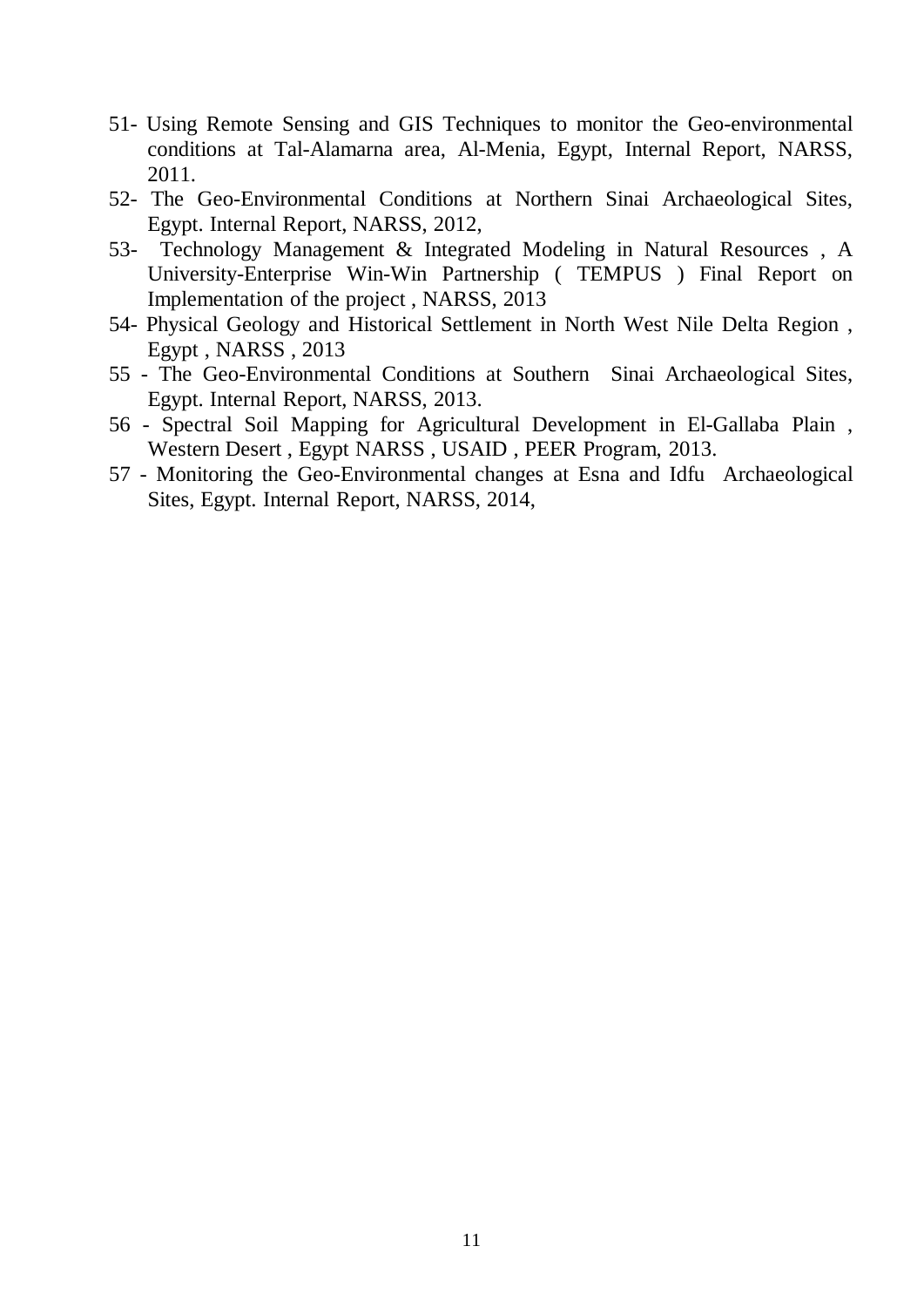51- Using Remote Sensing and GIS Techniques to monitor the Geo-environmental conditions at Tal-Alamarna area, Al-Menia, Egypt, Internal Report, NARSS, 2011.

52- The Geo-Environmental Conditions at Northern Sinai Archaeological Sites, Egypt. Internal Report, NARSS, 2012,

53- Technology Management & Integrated Modeling in Natural Resources , A University-Enterprise Win-Win Partnership ( TEMPUS ) Final Report on Implementation of the project , NARSS, 2013

54- Physical Geology and Historical Settlement in North West Nile Delta Region , Egypt , NARSS , 2013

55 - The Geo-Environmental Conditions at Southern Sinai Archaeological Sites, Egypt. Internal Report, NARSS, 2013.

56 - Spectral Soil Mapping for Agricultural Development in El-Gallaba Plain , Western Desert , Egypt NARSS , USAID , PEER Program, 2013.

57 - Monitoring the Geo-Environmental changes at Esna and Idfu Archaeological Sites, Egypt. Internal Report, NARSS, 2014,